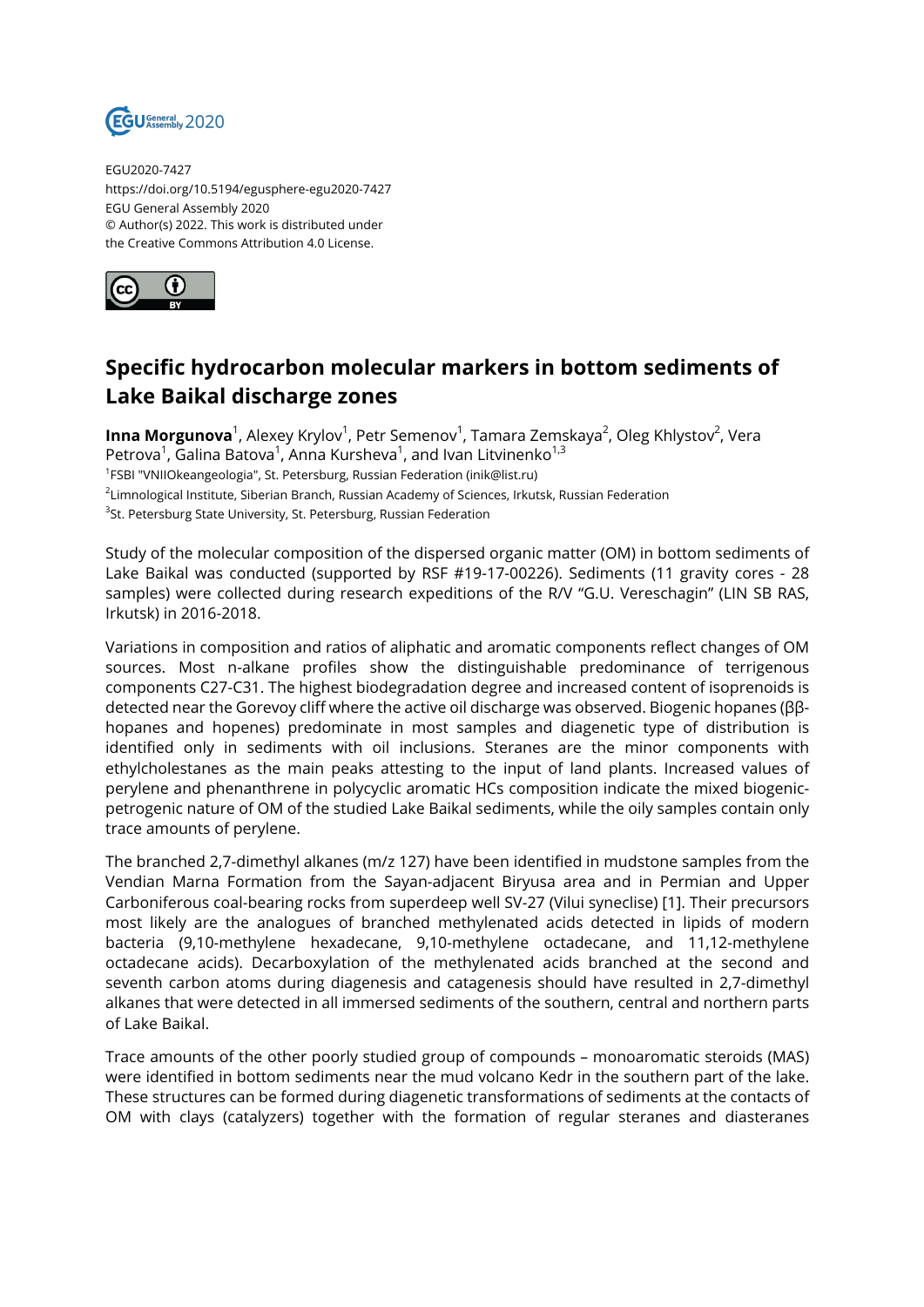EGU2020-7427
https://doi.org/10.5194/egusphere-egu2020-7427
EGU General Assembly 2020
© Author(s) 2022. This work is distributed under
the Creative Commons Attribution 4.0 License.

# Specific hydrocarbon molecular markers in bottom sediments of Lake Baikal discharge zones

**Inna Morgunova**[1], Alexey Krylov[1], Petr Semenov[1], Tamara Zemskaya[2], Oleg Khlystov[2], Vera Petrova[1], Galina Batova[1], Anna Kursheva[1], and Ivan Litvinenko[1,3]

[1]FSBI "VNIIOkeangeologia", St. Petersburg, Russian Federation (inik@list.ru)
[2]Limnological Institute, Siberian Branch, Russian Academy of Sciences, Irkutsk, Russian Federation
[3]St. Petersburg State University, St. Petersburg, Russian Federation

Study of the molecular composition of the dispersed organic matter (OM) in bottom sediments of Lake Baikal was conducted (supported by RSF #19-17-00226). Sediments (11 gravity cores - 28 samples) were collected during research expeditions of the R/V "G.U. Vereschagin" (LIN SB RAS, Irkutsk) in 2016-2018.

Variations in composition and ratios of aliphatic and aromatic components reflect changes of OM sources. Most n-alkane profiles show the distinguishable predominance of terrigenous components C27-C31. The highest biodegradation degree and increased content of isoprenoids is detected near the Gorevoy cliff where the active oil discharge was observed. Biogenic hopanes (ββ-hopanes and hopenes) predominate in most samples and diagenetic type of distribution is identified only in sediments with oil inclusions. Steranes are the minor components with ethylcholestanes as the main peaks attesting to the input of land plants. Increased values of perylene and phenanthrene in polycyclic aromatic HCs composition indicate the mixed biogenic-petrogenic nature of OM of the studied Lake Baikal sediments, while the oily samples contain only trace amounts of perylene.

The branched 2,7-dimethyl alkanes (m/z 127) have been identified in mudstone samples from the Vendian Marna Formation from the Sayan-adjacent Biryusa area and in Permian and Upper Carboniferous coal-bearing rocks from superdeep well SV-27 (Vilui syneclise) [1]. Their precursors most likely are the analogues of branched methylenated acids detected in lipids of modern bacteria (9,10-methylene hexadecane, 9,10-methylene octadecane, and 11,12-methylene octadecane acids). Decarboxylation of the methylenated acids branched at the second and seventh carbon atoms during diagenesis and catagenesis should have resulted in 2,7-dimethyl alkanes that were detected in all immersed sediments of the southern, central and northern parts of Lake Baikal.

Trace amounts of the other poorly studied group of compounds – monoaromatic steroids (MAS) were identified in bottom sediments near the mud volcano Kedr in the southern part of the lake. These structures can be formed during diagenetic transformations of sediments at the contacts of OM with clays (catalyzers) together with the formation of regular steranes and diasteranes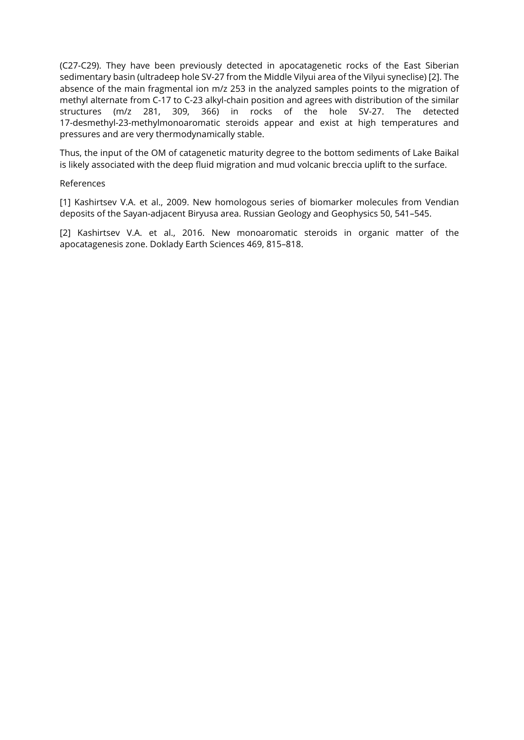(C27-C29). They have been previously detected in apocatagenetic rocks of the East Siberian sedimentary basin (ultradeep hole SV-27 from the Middle Vilyui area of the Vilyui syneclise) [2]. The absence of the main fragmental ion m/z 253 in the analyzed samples points to the migration of methyl alternate from C-17 to C-23 alkyl-chain position and agrees with distribution of the similar structures (m/z 281, 309, 366) in rocks of the hole SV-27. The detected 17-desmethyl-23-methylmonoaromatic steroids appear and exist at high temperatures and pressures and are very thermodynamically stable.

Thus, the input of the OM of catagenetic maturity degree to the bottom sediments of Lake Baikal is likely associated with the deep fluid migration and mud volcanic breccia uplift to the surface.

References

[1] Kashirtsev V.A. et al., 2009. New homologous series of biomarker molecules from Vendian deposits of the Sayan-adjacent Biryusa area. Russian Geology and Geophysics 50, 541–545.

[2] Kashirtsev V.A. et al., 2016. New monoaromatic steroids in organic matter of the apocatagenesis zone. Doklady Earth Sciences 469, 815–818.